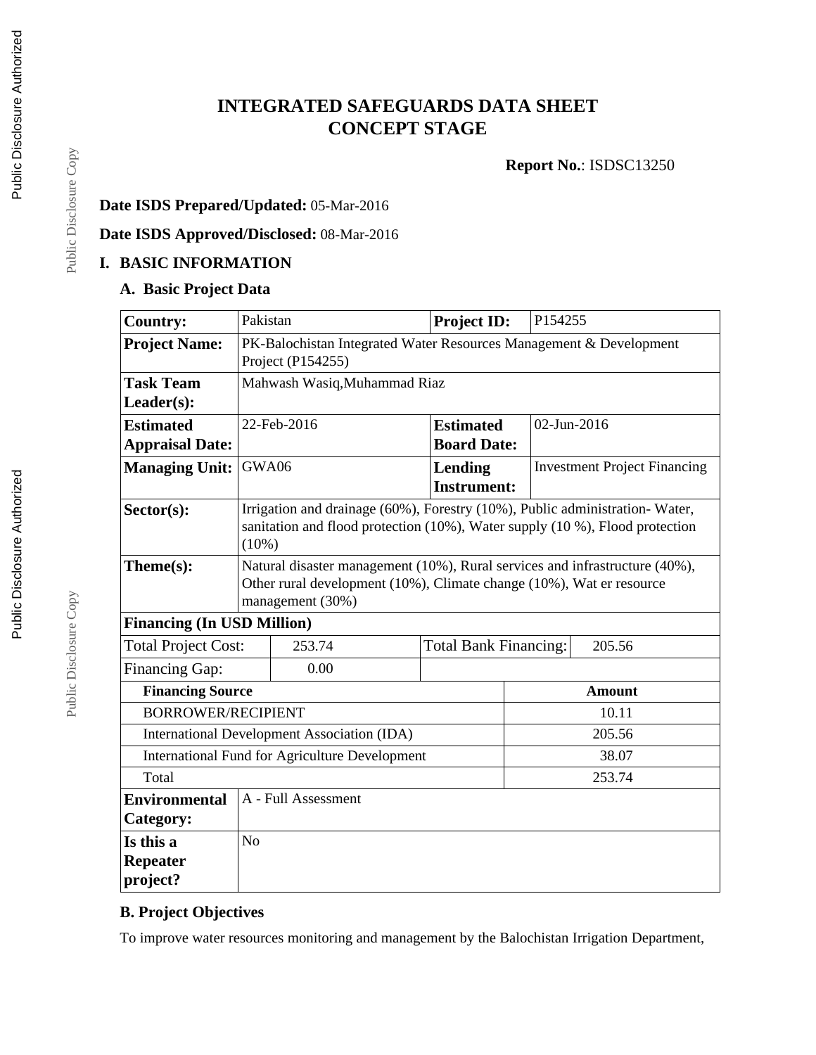# INTEGRATED SAFEGUARDS DATA SHEET
# CONCEPT STAGE

**Report No.**: ISDSC13250

**Date ISDS Prepared/Updated:** 05-Mar-2016

**Date ISDS Approved/Disclosed:** 08-Mar-2016

## I. BASIC INFORMATION

### A. Basic Project Data

| **Country:** | Pakistan | **Project ID:** | P154255 |
|---|---|---|---|
| **Project Name:** | PK-Balochistan Integrated Water Resources Management & Development Project (P154255) | | |
| **Task Team Leader(s):** | Mahwash Wasiq,Muhammad Riaz | | |
| **Estimated Appraisal Date:** | 22-Feb-2016 | **Estimated Board Date:** | 02-Jun-2016 |
| **Managing Unit:** | GWA06 | **Lending Instrument:** | Investment Project Financing |
| **Sector(s):** | Irrigation and drainage (60%), Forestry (10%), Public administration- Water, sanitation and flood protection (10%), Water supply (10 %), Flood protection (10%) | | |
| **Theme(s):** | Natural disaster management (10%), Rural services and infrastructure (40%), Other rural development (10%), Climate change (10%), Wat er resource management (30%) | | |

**Financing (In USD Million)**

| Total Project Cost: | 253.74 | Total Bank Financing: | 205.56 |
|---|---|---|---|
| Financing Gap: | 0.00 | | |

| **Financing Source** | **Amount** |
|---|---|
| BORROWER/RECIPIENT | 10.11 |
| International Development Association (IDA) | 205.56 |
| International Fund for Agriculture Development | 38.07 |
| Total | 253.74 |

| **Environmental Category:** | A - Full Assessment |
|---|---|
| **Is this a Repeater project?** | No |

### B. Project Objectives

To improve water resources monitoring and management by the Balochistan Irrigation Department,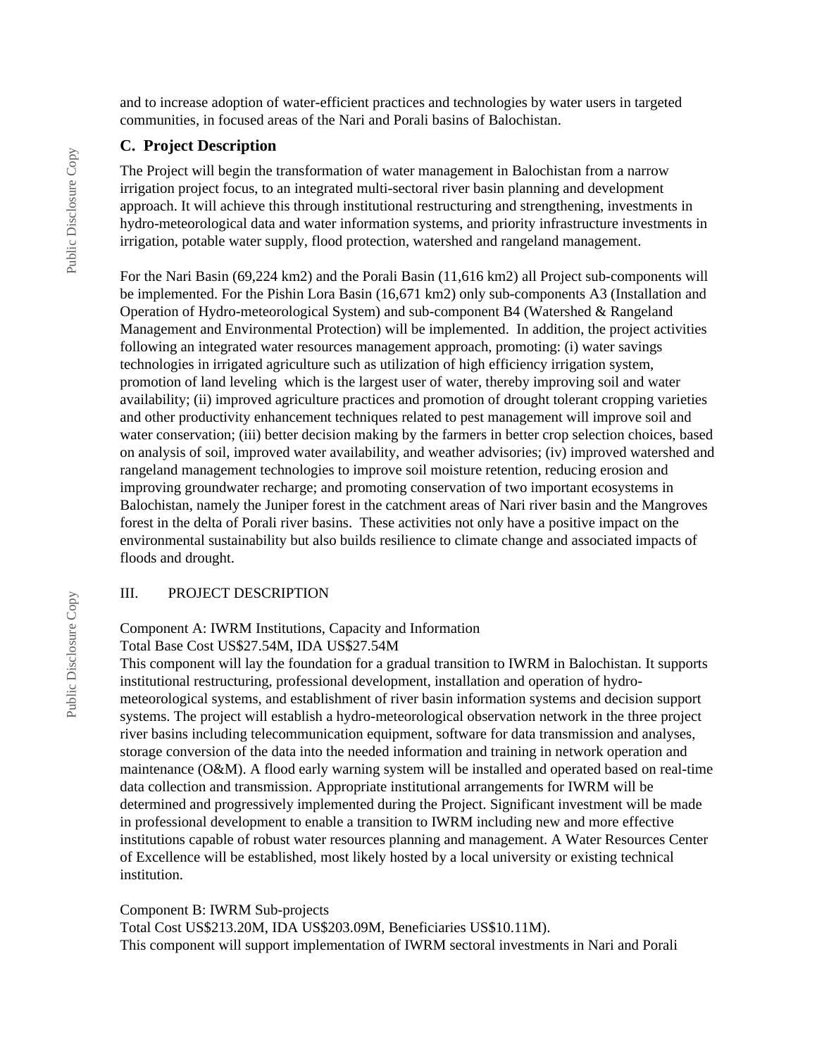and to increase adoption of water-efficient practices and technologies by water users in targeted communities, in focused areas of the Nari and Porali basins of Balochistan.

### C. Project Description

The Project will begin the transformation of water management in Balochistan from a narrow irrigation project focus, to an integrated multi-sectoral river basin planning and development approach. It will achieve this through institutional restructuring and strengthening, investments in hydro-meteorological data and water information systems, and priority infrastructure investments in irrigation, potable water supply, flood protection, watershed and rangeland management.

For the Nari Basin (69,224 km2) and the Porali Basin (11,616 km2) all Project sub-components will be implemented. For the Pishin Lora Basin (16,671 km2) only sub-components A3 (Installation and Operation of Hydro-meteorological System) and sub-component B4 (Watershed & Rangeland Management and Environmental Protection) will be implemented. In addition, the project activities following an integrated water resources management approach, promoting: (i) water savings technologies in irrigated agriculture such as utilization of high efficiency irrigation system, promotion of land leveling which is the largest user of water, thereby improving soil and water availability; (ii) improved agriculture practices and promotion of drought tolerant cropping varieties and other productivity enhancement techniques related to pest management will improve soil and water conservation; (iii) better decision making by the farmers in better crop selection choices, based on analysis of soil, improved water availability, and weather advisories; (iv) improved watershed and rangeland management technologies to improve soil moisture retention, reducing erosion and improving groundwater recharge; and promoting conservation of two important ecosystems in Balochistan, namely the Juniper forest in the catchment areas of Nari river basin and the Mangroves forest in the delta of Porali river basins. These activities not only have a positive impact on the environmental sustainability but also builds resilience to climate change and associated impacts of floods and drought.

## III. PROJECT DESCRIPTION

Component A: IWRM Institutions, Capacity and Information
Total Base Cost US$27.54M, IDA US$27.54M
This component will lay the foundation for a gradual transition to IWRM in Balochistan. It supports institutional restructuring, professional development, installation and operation of hydro-meteorological systems, and establishment of river basin information systems and decision support systems. The project will establish a hydro-meteorological observation network in the three project river basins including telecommunication equipment, software for data transmission and analyses, storage conversion of the data into the needed information and training in network operation and maintenance (O&M). A flood early warning system will be installed and operated based on real-time data collection and transmission. Appropriate institutional arrangements for IWRM will be determined and progressively implemented during the Project. Significant investment will be made in professional development to enable a transition to IWRM including new and more effective institutions capable of robust water resources planning and management. A Water Resources Center of Excellence will be established, most likely hosted by a local university or existing technical institution.

Component B: IWRM Sub-projects
Total Cost US$213.20M, IDA US$203.09M, Beneficiaries US$10.11M).
This component will support implementation of IWRM sectoral investments in Nari and Porali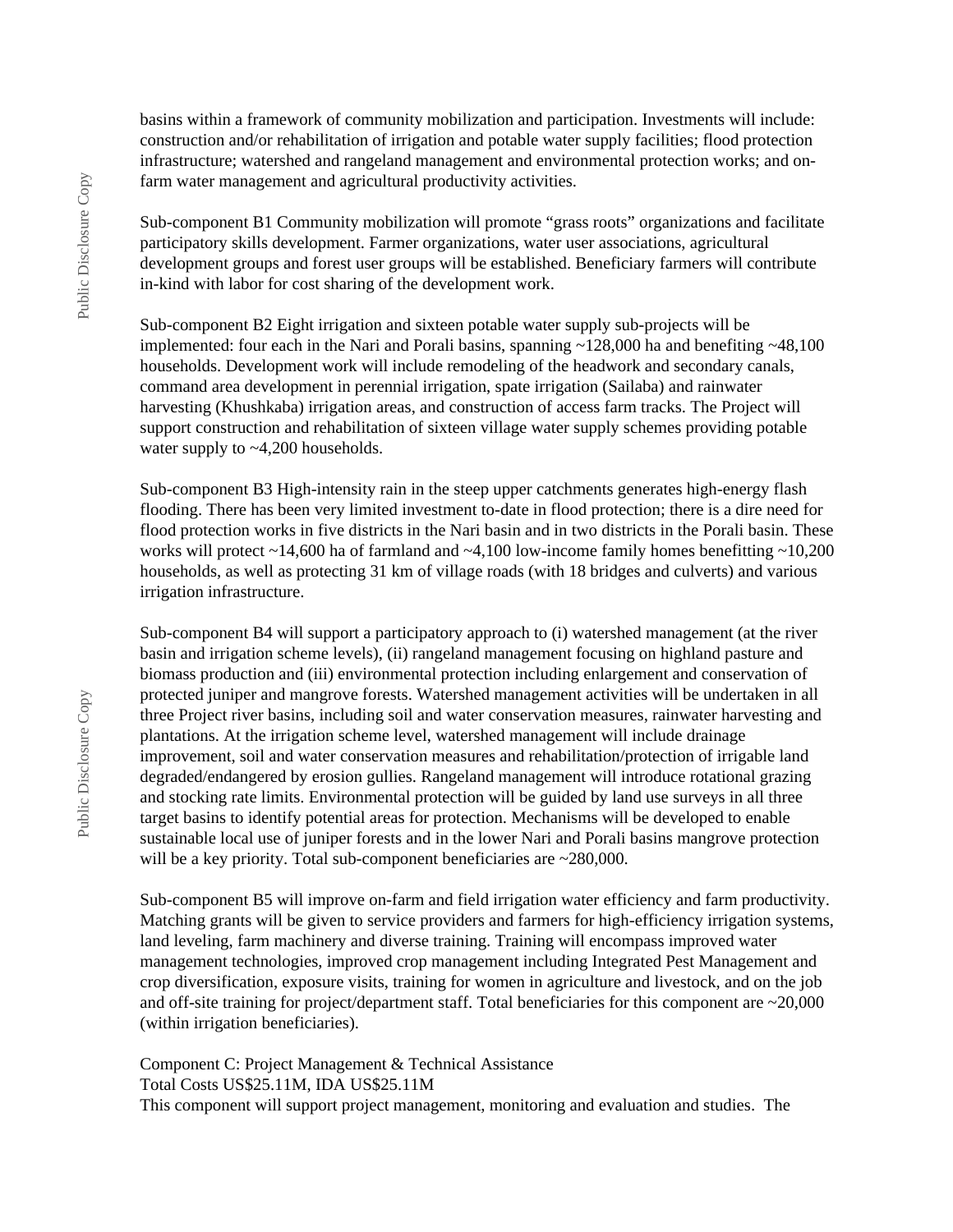basins within a framework of community mobilization and participation. Investments will include: construction and/or rehabilitation of irrigation and potable water supply facilities; flood protection infrastructure; watershed and rangeland management and environmental protection works; and on-farm water management and agricultural productivity activities.

Sub-component B1 Community mobilization will promote "grass roots" organizations and facilitate participatory skills development. Farmer organizations, water user associations, agricultural development groups and forest user groups will be established. Beneficiary farmers will contribute in-kind with labor for cost sharing of the development work.

Sub-component B2 Eight irrigation and sixteen potable water supply sub-projects will be implemented: four each in the Nari and Porali basins, spanning ~128,000 ha and benefiting ~48,100 households. Development work will include remodeling of the headwork and secondary canals, command area development in perennial irrigation, spate irrigation (Sailaba) and rainwater harvesting (Khushkaba) irrigation areas, and construction of access farm tracks. The Project will support construction and rehabilitation of sixteen village water supply schemes providing potable water supply to ~4,200 households.

Sub-component B3 High-intensity rain in the steep upper catchments generates high-energy flash flooding. There has been very limited investment to-date in flood protection; there is a dire need for flood protection works in five districts in the Nari basin and in two districts in the Porali basin. These works will protect ~14,600 ha of farmland and ~4,100 low-income family homes benefitting ~10,200 households, as well as protecting 31 km of village roads (with 18 bridges and culverts) and various irrigation infrastructure.

Sub-component B4 will support a participatory approach to (i) watershed management (at the river basin and irrigation scheme levels), (ii) rangeland management focusing on highland pasture and biomass production and (iii) environmental protection including enlargement and conservation of protected juniper and mangrove forests. Watershed management activities will be undertaken in all three Project river basins, including soil and water conservation measures, rainwater harvesting and plantations. At the irrigation scheme level, watershed management will include drainage improvement, soil and water conservation measures and rehabilitation/protection of irrigable land degraded/endangered by erosion gullies. Rangeland management will introduce rotational grazing and stocking rate limits. Environmental protection will be guided by land use surveys in all three target basins to identify potential areas for protection. Mechanisms will be developed to enable sustainable local use of juniper forests and in the lower Nari and Porali basins mangrove protection will be a key priority. Total sub-component beneficiaries are ~280,000.

Sub-component B5 will improve on-farm and field irrigation water efficiency and farm productivity. Matching grants will be given to service providers and farmers for high-efficiency irrigation systems, land leveling, farm machinery and diverse training. Training will encompass improved water management technologies, improved crop management including Integrated Pest Management and crop diversification, exposure visits, training for women in agriculture and livestock, and on the job and off-site training for project/department staff. Total beneficiaries for this component are ~20,000 (within irrigation beneficiaries).

Component C: Project Management & Technical Assistance
Total Costs US$25.11M, IDA US$25.11M
This component will support project management, monitoring and evaluation and studies. The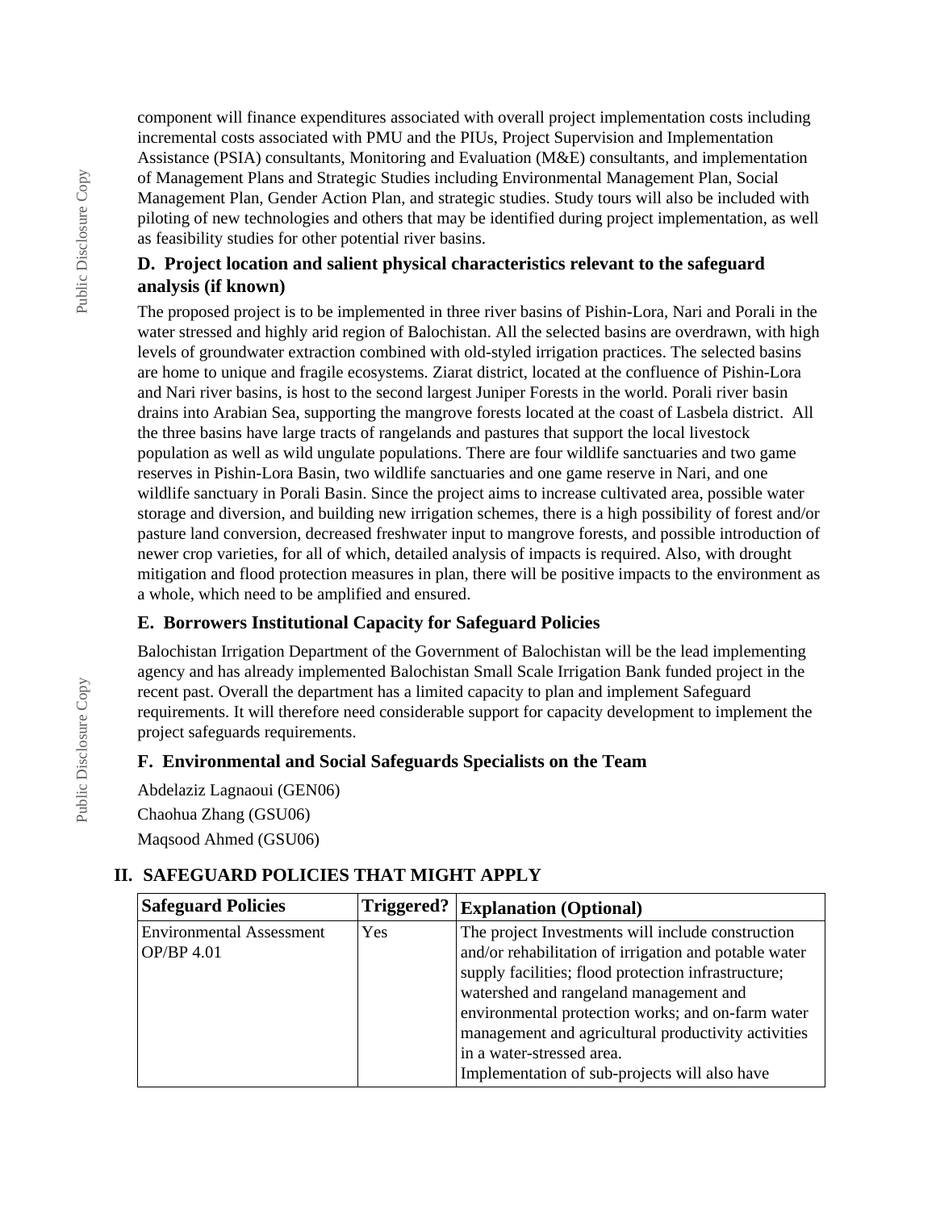component will finance expenditures associated with overall project implementation costs including incremental costs associated with PMU and the PIUs, Project Supervision and Implementation Assistance (PSIA) consultants, Monitoring and Evaluation (M&E) consultants, and implementation of Management Plans and Strategic Studies including Environmental Management Plan, Social Management Plan, Gender Action Plan, and strategic studies. Study tours will also be included with piloting of new technologies and others that may be identified during project implementation, as well as feasibility studies for other potential river basins.

### D. Project location and salient physical characteristics relevant to the safeguard analysis (if known)

The proposed project is to be implemented in three river basins of Pishin-Lora, Nari and Porali in the water stressed and highly arid region of Balochistan. All the selected basins are overdrawn, with high levels of groundwater extraction combined with old-styled irrigation practices. The selected basins are home to unique and fragile ecosystems. Ziarat district, located at the confluence of Pishin-Lora and Nari river basins, is host to the second largest Juniper Forests in the world. Porali river basin drains into Arabian Sea, supporting the mangrove forests located at the coast of Lasbela district. All the three basins have large tracts of rangelands and pastures that support the local livestock population as well as wild ungulate populations. There are four wildlife sanctuaries and two game reserves in Pishin-Lora Basin, two wildlife sanctuaries and one game reserve in Nari, and one wildlife sanctuary in Porali Basin. Since the project aims to increase cultivated area, possible water storage and diversion, and building new irrigation schemes, there is a high possibility of forest and/or pasture land conversion, decreased freshwater input to mangrove forests, and possible introduction of newer crop varieties, for all of which, detailed analysis of impacts is required. Also, with drought mitigation and flood protection measures in plan, there will be positive impacts to the environment as a whole, which need to be amplified and ensured.

### E. Borrowers Institutional Capacity for Safeguard Policies

Balochistan Irrigation Department of the Government of Balochistan will be the lead implementing agency and has already implemented Balochistan Small Scale Irrigation Bank funded project in the recent past. Overall the department has a limited capacity to plan and implement Safeguard requirements. It will therefore need considerable support for capacity development to implement the project safeguards requirements.

### F. Environmental and Social Safeguards Specialists on the Team

Abdelaziz Lagnaoui (GEN06)

Chaohua Zhang (GSU06)

Maqsood Ahmed (GSU06)

## II. SAFEGUARD POLICIES THAT MIGHT APPLY

| Safeguard Policies | Triggered? | Explanation (Optional) |
|---|---|---|
| Environmental Assessment OP/BP 4.01 | Yes | The project Investments will include construction and/or rehabilitation of irrigation and potable water supply facilities; flood protection infrastructure; watershed and rangeland management and environmental protection works; and on-farm water management and agricultural productivity activities in a water-stressed area.<br>Implementation of sub-projects will also have |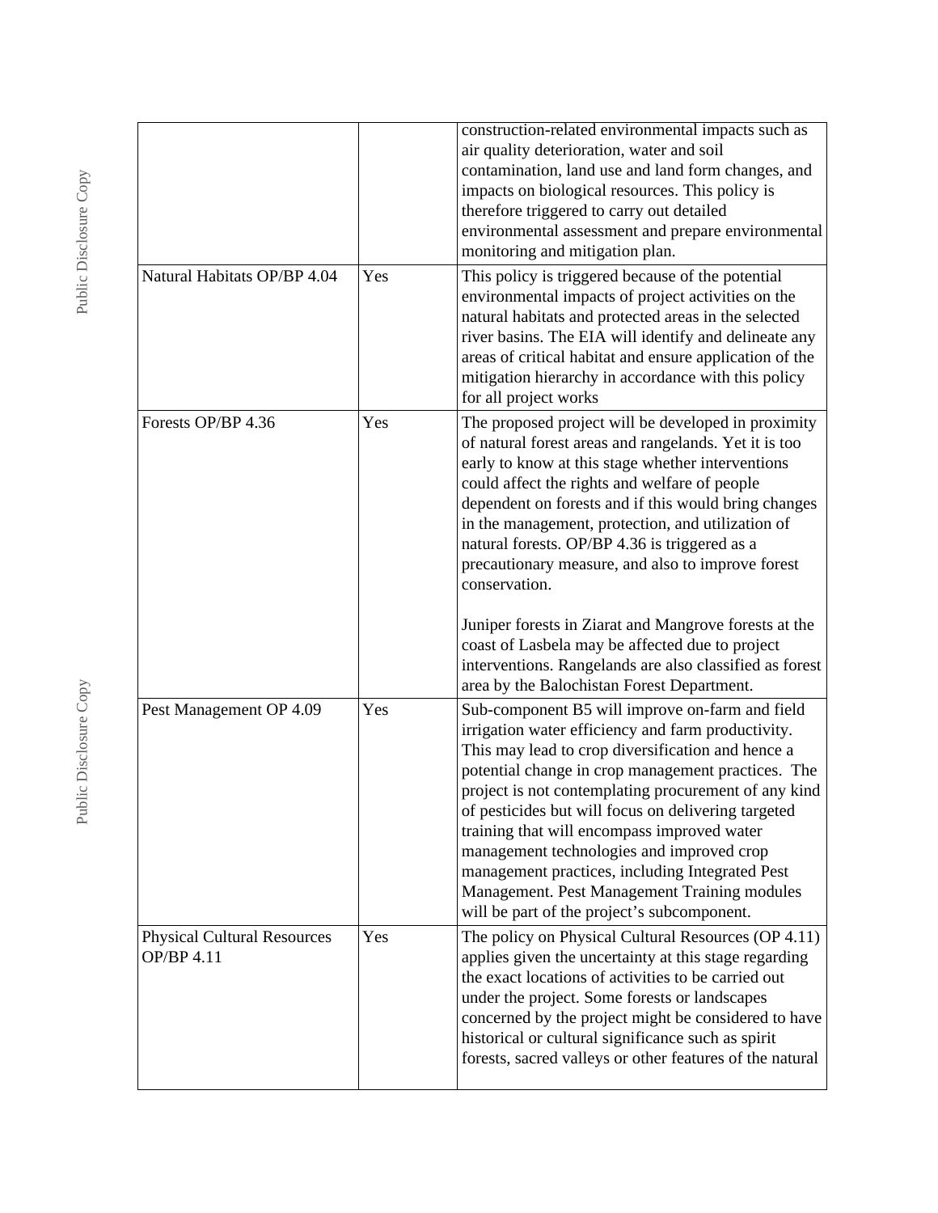| | | |
|---|---|---|
| | | construction-related environmental impacts such as air quality deterioration, water and soil contamination, land use and land form changes, and impacts on biological resources. This policy is therefore triggered to carry out detailed environmental assessment and prepare environmental monitoring and mitigation plan. |
| Natural Habitats OP/BP 4.04 | Yes | This policy is triggered because of the potential environmental impacts of project activities on the natural habitats and protected areas in the selected river basins. The EIA will identify and delineate any areas of critical habitat and ensure application of the mitigation hierarchy in accordance with this policy for all project works |
| Forests OP/BP 4.36 | Yes | The proposed project will be developed in proximity of natural forest areas and rangelands. Yet it is too early to know at this stage whether interventions could affect the rights and welfare of people dependent on forests and if this would bring changes in the management, protection, and utilization of natural forests. OP/BP 4.36 is triggered as a precautionary measure, and also to improve forest conservation.<br><br>Juniper forests in Ziarat and Mangrove forests at the coast of Lasbela may be affected due to project interventions. Rangelands are also classified as forest area by the Balochistan Forest Department. |
| Pest Management OP 4.09 | Yes | Sub-component B5 will improve on-farm and field irrigation water efficiency and farm productivity. This may lead to crop diversification and hence a potential change in crop management practices. The project is not contemplating procurement of any kind of pesticides but will focus on delivering targeted training that will encompass improved water management technologies and improved crop management practices, including Integrated Pest Management. Pest Management Training modules will be part of the project's subcomponent. |
| Physical Cultural Resources OP/BP 4.11 | Yes | The policy on Physical Cultural Resources (OP 4.11) applies given the uncertainty at this stage regarding the exact locations of activities to be carried out under the project. Some forests or landscapes concerned by the project might be considered to have historical or cultural significance such as spirit forests, sacred valleys or other features of the natural |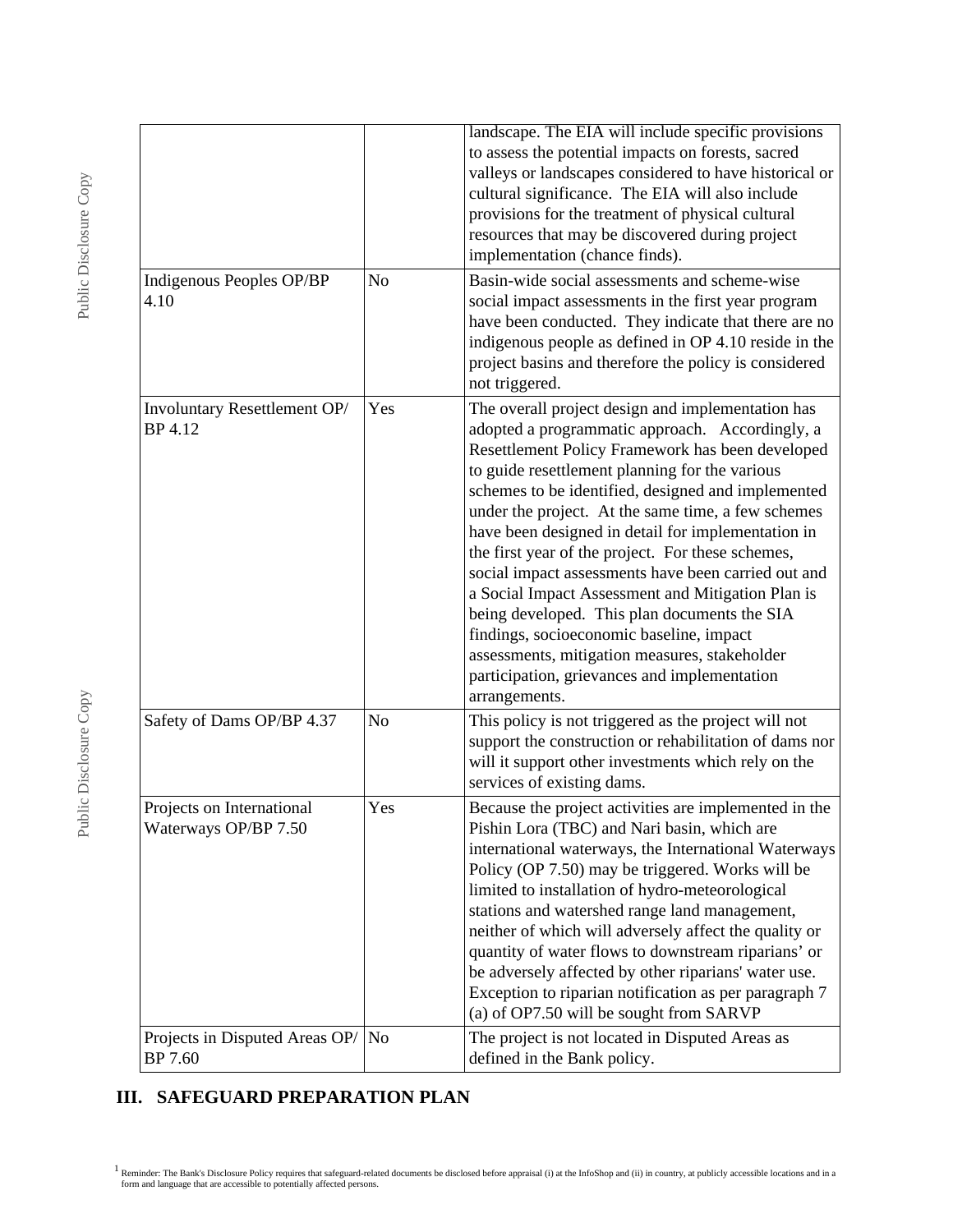| | | |
|---|---|---|
| | | landscape. The EIA will include specific provisions to assess the potential impacts on forests, sacred valleys or landscapes considered to have historical or cultural significance. The EIA will also include provisions for the treatment of physical cultural resources that may be discovered during project implementation (chance finds). |
| Indigenous Peoples OP/BP 4.10 | No | Basin-wide social assessments and scheme-wise social impact assessments in the first year program have been conducted. They indicate that there are no indigenous people as defined in OP 4.10 reside in the project basins and therefore the policy is considered not triggered. |
| Involuntary Resettlement OP/ BP 4.12 | Yes | The overall project design and implementation has adopted a programmatic approach. Accordingly, a Resettlement Policy Framework has been developed to guide resettlement planning for the various schemes to be identified, designed and implemented under the project. At the same time, a few schemes have been designed in detail for implementation in the first year of the project. For these schemes, social impact assessments have been carried out and a Social Impact Assessment and Mitigation Plan is being developed. This plan documents the SIA findings, socioeconomic baseline, impact assessments, mitigation measures, stakeholder participation, grievances and implementation arrangements. |
| Safety of Dams OP/BP 4.37 | No | This policy is not triggered as the project will not support the construction or rehabilitation of dams nor will it support other investments which rely on the services of existing dams. |
| Projects on International Waterways OP/BP 7.50 | Yes | Because the project activities are implemented in the Pishin Lora (TBC) and Nari basin, which are international waterways, the International Waterways Policy (OP 7.50) may be triggered. Works will be limited to installation of hydro-meteorological stations and watershed range land management, neither of which will adversely affect the quality or quantity of water flows to downstream riparians' or be adversely affected by other riparians' water use. Exception to riparian notification as per paragraph 7 (a) of OP7.50 will be sought from SARVP |
| Projects in Disputed Areas OP/ BP 7.60 | No | The project is not located in Disputed Areas as defined in the Bank policy. |

## III. SAFEGUARD PREPARATION PLAN

[1] Reminder: The Bank's Disclosure Policy requires that safeguard-related documents be disclosed before appraisal (i) at the InfoShop and (ii) in country, at publicly accessible locations and in a form and language that are accessible to potentially affected persons.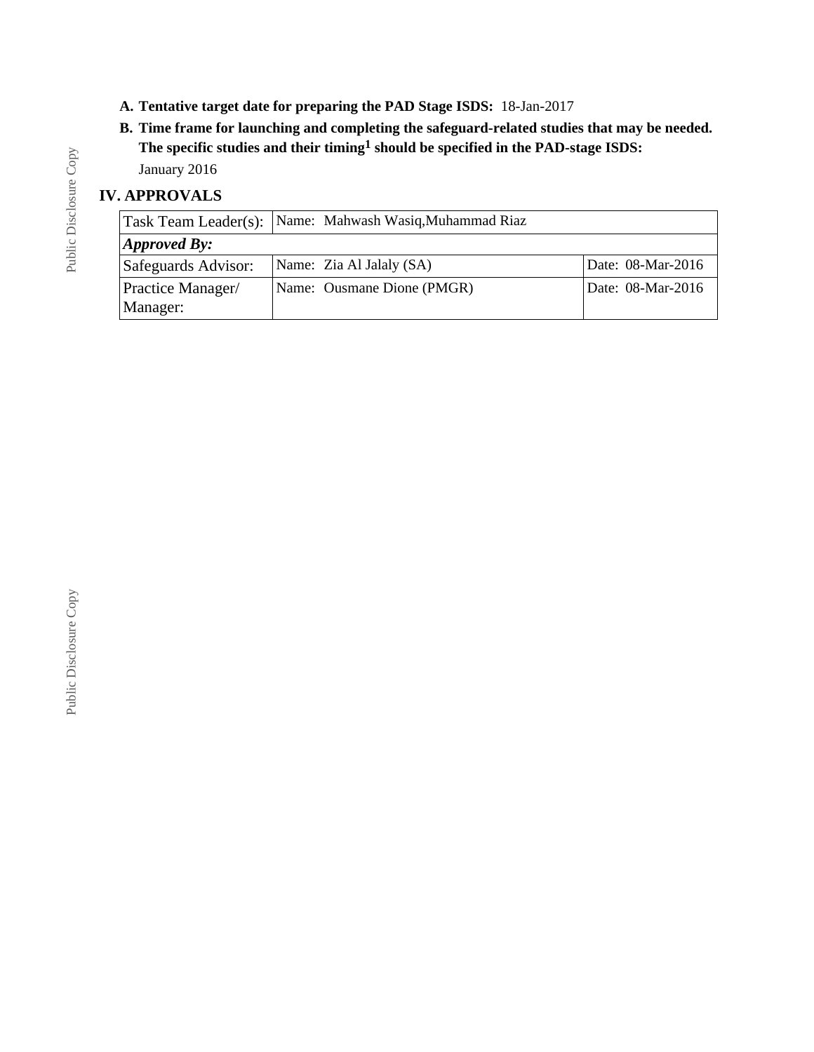**A. Tentative target date for preparing the PAD Stage ISDS:** 18-Jan-2017

**B. Time frame for launching and completing the safeguard-related studies that may be needed. The specific studies and their timing[1] should be specified in the PAD-stage ISDS:**

January 2016

## IV. APPROVALS

| | | |
|---|---|---|
| Task Team Leader(s): | Name: Mahwash Wasiq,Muhammad Riaz | |
| ***Approved By:*** | | |
| Safeguards Advisor: | Name: Zia Al Jalaly (SA) | Date: 08-Mar-2016 |
| Practice Manager/ Manager: | Name: Ousmane Dione (PMGR) | Date: 08-Mar-2016 |